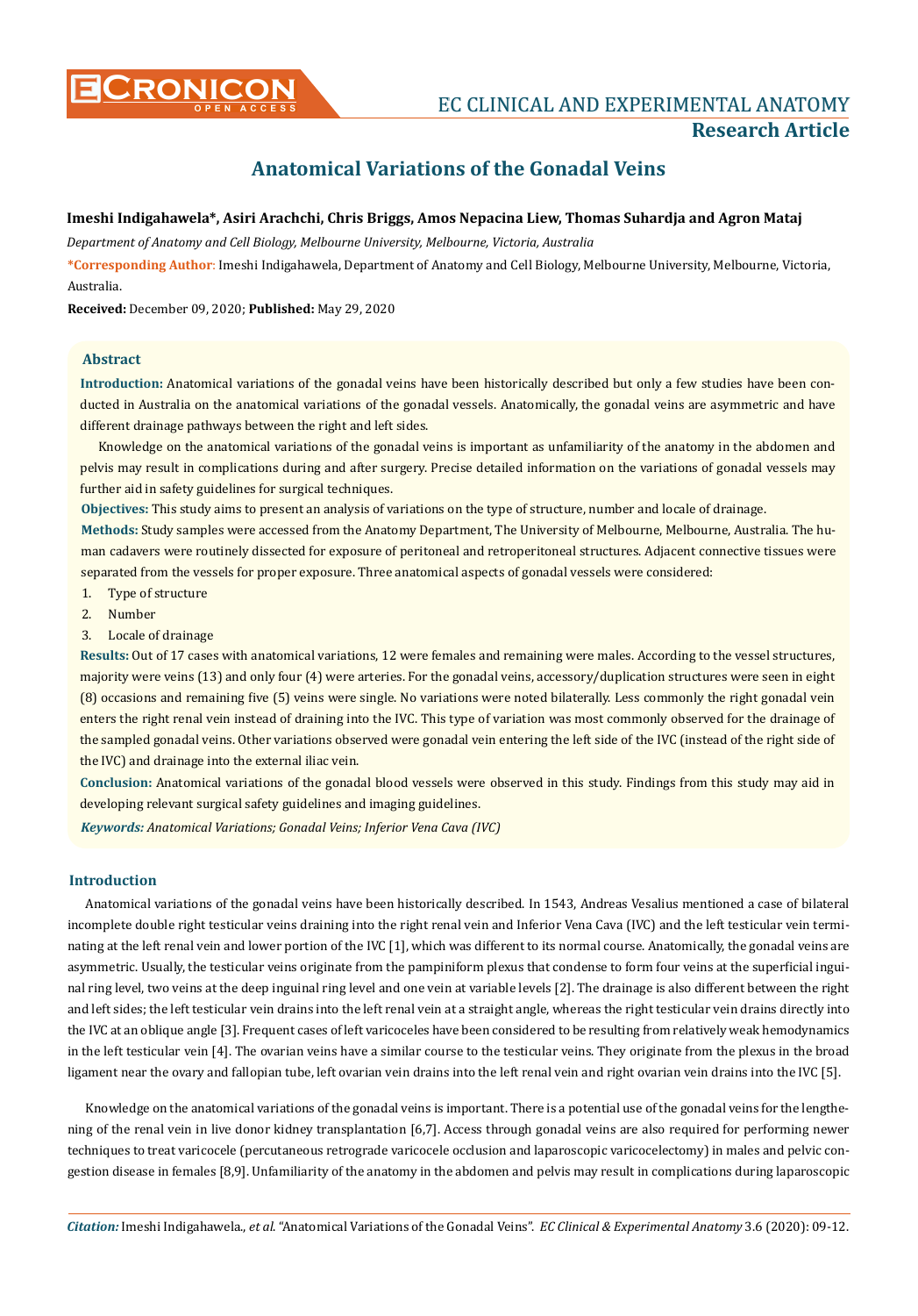# Anatomical Variations of the Gonadal Veins

**Imeshi Indigahawela*, Asiri Arachchi, Chris Briggs, Amos Nepacina Liew, Thomas Suhardja and Agron Mataj**

*Department of Anatomy and Cell Biology, Melbourne University, Melbourne, Victoria, Australia*

**\*Corresponding Author**: Imeshi Indigahawela, Department of Anatomy and Cell Biology, Melbourne University, Melbourne, Victoria, Australia.

**Received:** December 09, 2020; **Published:** May 29, 2020

## Abstract

**Introduction:** Anatomical variations of the gonadal veins have been historically described but only a few studies have been conducted in Australia on the anatomical variations of the gonadal vessels. Anatomically, the gonadal veins are asymmetric and have different drainage pathways between the right and left sides.

Knowledge on the anatomical variations of the gonadal veins is important as unfamiliarity of the anatomy in the abdomen and pelvis may result in complications during and after surgery. Precise detailed information on the variations of gonadal vessels may further aid in safety guidelines for surgical techniques.

**Objectives:** This study aims to present an analysis of variations on the type of structure, number and locale of drainage.

**Methods:** Study samples were accessed from the Anatomy Department, The University of Melbourne, Melbourne, Australia. The human cadavers were routinely dissected for exposure of peritoneal and retroperitoneal structures. Adjacent connective tissues were separated from the vessels for proper exposure. Three anatomical aspects of gonadal vessels were considered:

1. Type of structure
2. Number
3. Locale of drainage

**Results:** Out of 17 cases with anatomical variations, 12 were females and remaining were males. According to the vessel structures, majority were veins (13) and only four (4) were arteries. For the gonadal veins, accessory/duplication structures were seen in eight (8) occasions and remaining five (5) veins were single. No variations were noted bilaterally. Less commonly the right gonadal vein enters the right renal vein instead of draining into the IVC. This type of variation was most commonly observed for the drainage of the sampled gonadal veins. Other variations observed were gonadal vein entering the left side of the IVC (instead of the right side of the IVC) and drainage into the external iliac vein.

**Conclusion:** Anatomical variations of the gonadal blood vessels were observed in this study. Findings from this study may aid in developing relevant surgical safety guidelines and imaging guidelines.

***Keywords:*** *Anatomical Variations; Gonadal Veins; Inferior Vena Cava (IVC)*

## Introduction

Anatomical variations of the gonadal veins have been historically described. In 1543, Andreas Vesalius mentioned a case of bilateral incomplete double right testicular veins draining into the right renal vein and Inferior Vena Cava (IVC) and the left testicular vein terminating at the left renal vein and lower portion of the IVC [1], which was different to its normal course. Anatomically, the gonadal veins are asymmetric. Usually, the testicular veins originate from the pampiniform plexus that condense to form four veins at the superficial inguinal ring level, two veins at the deep inguinal ring level and one vein at variable levels [2]. The drainage is also different between the right and left sides; the left testicular vein drains into the left renal vein at a straight angle, whereas the right testicular vein drains directly into the IVC at an oblique angle [3]. Frequent cases of left varicoceles have been considered to be resulting from relatively weak hemodynamics in the left testicular vein [4]. The ovarian veins have a similar course to the testicular veins. They originate from the plexus in the broad ligament near the ovary and fallopian tube, left ovarian vein drains into the left renal vein and right ovarian vein drains into the IVC [5].

Knowledge on the anatomical variations of the gonadal veins is important. There is a potential use of the gonadal veins for the lengthening of the renal vein in live donor kidney transplantation [6,7]. Access through gonadal veins are also required for performing newer techniques to treat varicocele (percutaneous retrograde varicocele occlusion and laparoscopic varicocelectomy) in males and pelvic congestion disease in females [8,9]. Unfamiliarity of the anatomy in the abdomen and pelvis may result in complications during laparoscopic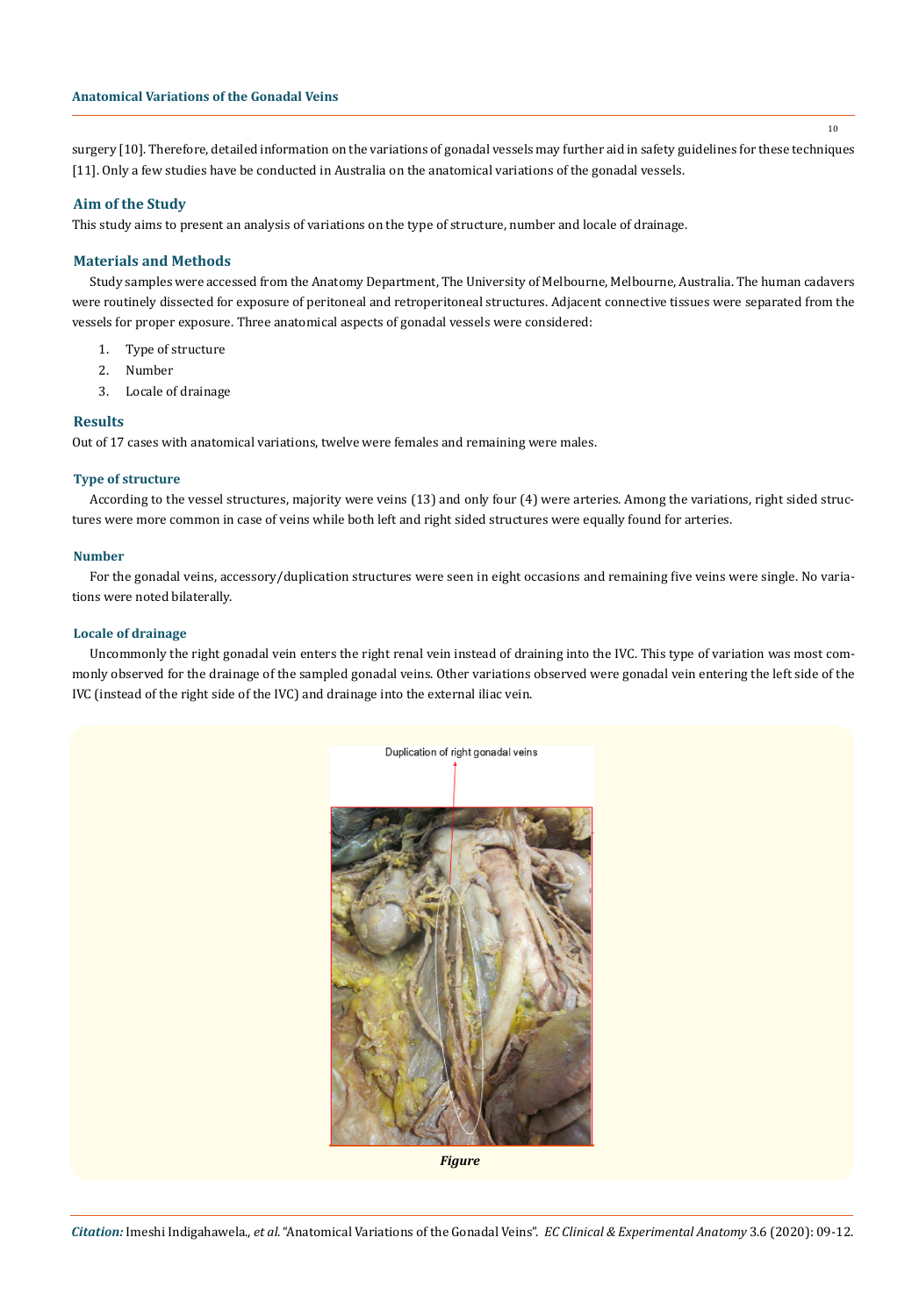surgery [10]. Therefore, detailed information on the variations of gonadal vessels may further aid in safety guidelines for these techniques [11]. Only a few studies have be conducted in Australia on the anatomical variations of the gonadal vessels.

## Aim of the Study

This study aims to present an analysis of variations on the type of structure, number and locale of drainage.

## Materials and Methods

Study samples were accessed from the Anatomy Department, The University of Melbourne, Melbourne, Australia. The human cadavers were routinely dissected for exposure of peritoneal and retroperitoneal structures. Adjacent connective tissues were separated from the vessels for proper exposure. Three anatomical aspects of gonadal vessels were considered:

1. Type of structure
2. Number
3. Locale of drainage

## Results

Out of 17 cases with anatomical variations, twelve were females and remaining were males.

### Type of structure

According to the vessel structures, majority were veins (13) and only four (4) were arteries. Among the variations, right sided structures were more common in case of veins while both left and right sided structures were equally found for arteries.

### Number

For the gonadal veins, accessory/duplication structures were seen in eight occasions and remaining five veins were single. No variations were noted bilaterally.

### Locale of drainage

Uncommonly the right gonadal vein enters the right renal vein instead of draining into the IVC. This type of variation was most commonly observed for the drainage of the sampled gonadal veins. Other variations observed were gonadal vein entering the left side of the IVC (instead of the right side of the IVC) and drainage into the external iliac vein.

Duplication of right gonadal veins

*Figure*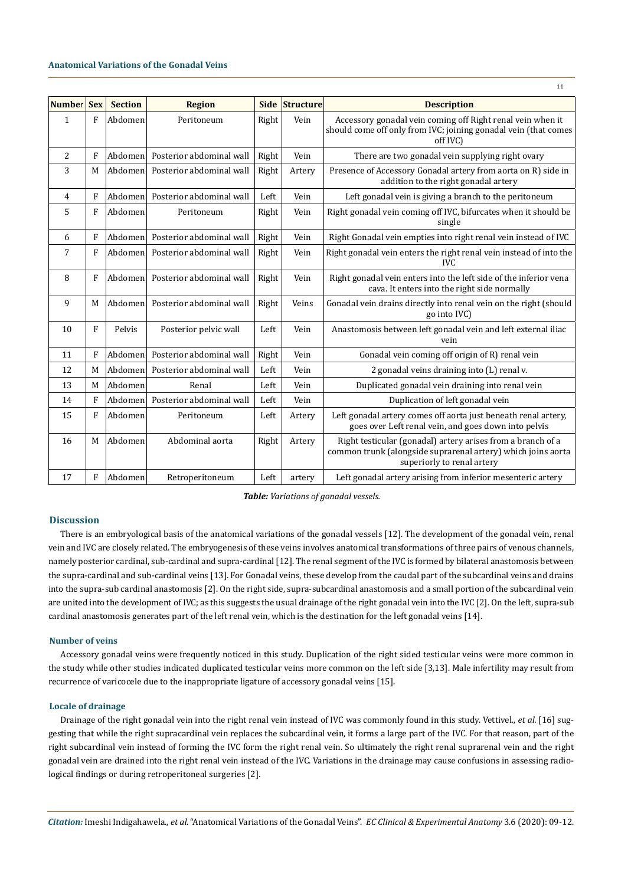| Number | Sex | Section | Region | Side | Structure | Description |
|---|---|---|---|---|---|---|
| 1 | F | Abdomen | Peritoneum | Right | Vein | Accessory gonadal vein coming off Right renal vein when it should come off only from IVC; joining gonadal vein (that comes off IVC) |
| 2 | F | Abdomen | Posterior abdominal wall | Right | Vein | There are two gonadal vein supplying right ovary |
| 3 | M | Abdomen | Posterior abdominal wall | Right | Artery | Presence of Accessory Gonadal artery from aorta on R) side in addition to the right gonadal artery |
| 4 | F | Abdomen | Posterior abdominal wall | Left | Vein | Left gonadal vein is giving a branch to the peritoneum |
| 5 | F | Abdomen | Peritoneum | Right | Vein | Right gonadal vein coming off IVC, bifurcates when it should be single |
| 6 | F | Abdomen | Posterior abdominal wall | Right | Vein | Right Gonadal vein empties into right renal vein instead of IVC |
| 7 | F | Abdomen | Posterior abdominal wall | Right | Vein | Right gonadal vein enters the right renal vein instead of into the IVC |
| 8 | F | Abdomen | Posterior abdominal wall | Right | Vein | Right gonadal vein enters into the left side of the inferior vena cava. It enters into the right side normally |
| 9 | M | Abdomen | Posterior abdominal wall | Right | Veins | Gonadal vein drains directly into renal vein on the right (should go into IVC) |
| 10 | F | Pelvis | Posterior pelvic wall | Left | Vein | Anastomosis between left gonadal vein and left external iliac vein |
| 11 | F | Abdomen | Posterior abdominal wall | Right | Vein | Gonadal vein coming off origin of R) renal vein |
| 12 | M | Abdomen | Posterior abdominal wall | Left | Vein | 2 gonadal veins draining into (L) renal v. |
| 13 | M | Abdomen | Renal | Left | Vein | Duplicated gonadal vein draining into renal vein |
| 14 | F | Abdomen | Posterior abdominal wall | Left | Vein | Duplication of left gonadal vein |
| 15 | F | Abdomen | Peritoneum | Left | Artery | Left gonadal artery comes off aorta just beneath renal artery, goes over Left renal vein, and goes down into pelvis |
| 16 | M | Abdomen | Abdominal aorta | Right | Artery | Right testicular (gonadal) artery arises from a branch of a common trunk (alongside suprarenal artery) which joins aorta superiorly to renal artery |
| 17 | F | Abdomen | Retroperitoneum | Left | artery | Left gonadal artery arising from inferior mesenteric artery |

***Table:** Variations of gonadal vessels.*

## Discussion

There is an embryological basis of the anatomical variations of the gonadal vessels [12]. The development of the gonadal vein, renal vein and IVC are closely related. The embryogenesis of these veins involves anatomical transformations of three pairs of venous channels, namely posterior cardinal, sub-cardinal and supra-cardinal [12]. The renal segment of the IVC is formed by bilateral anastomosis between the supra-cardinal and sub-cardinal veins [13]. For Gonadal veins, these develop from the caudal part of the subcardinal veins and drains into the supra-sub cardinal anastomosis [2]. On the right side, supra-subcardinal anastomosis and a small portion of the subcardinal vein are united into the development of IVC; as this suggests the usual drainage of the right gonadal vein into the IVC [2]. On the left, supra-sub cardinal anastomosis generates part of the left renal vein, which is the destination for the left gonadal veins [14].

### Number of veins

Accessory gonadal veins were frequently noticed in this study. Duplication of the right sided testicular veins were more common in the study while other studies indicated duplicated testicular veins more common on the left side [3,13]. Male infertility may result from recurrence of varicocele due to the inappropriate ligature of accessory gonadal veins [15].

### Locale of drainage

Drainage of the right gonadal vein into the right renal vein instead of IVC was commonly found in this study. Vettivel., *et al.* [16] suggesting that while the right supracardinal vein replaces the subcardinal vein, it forms a large part of the IVC. For that reason, part of the right subcardinal vein instead of forming the IVC form the right renal vein. So ultimately the right renal suprarenal vein and the right gonadal vein are drained into the right renal vein instead of the IVC. Variations in the drainage may cause confusions in assessing radiological findings or during retroperitoneal surgeries [2].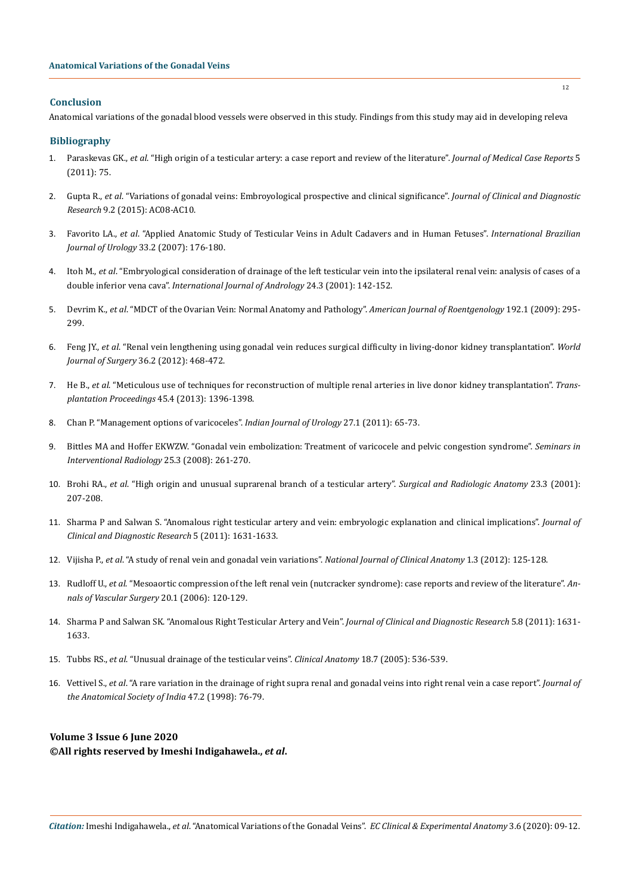## Conclusion

Anatomical variations of the gonadal blood vessels were observed in this study. Findings from this study may aid in developing releva

## Bibliography

1. Paraskevas GK., *et al.* "High origin of a testicular artery: a case report and review of the literature". *Journal of Medical Case Reports* 5 (2011): 75.
2. Gupta R., *et al*. "Variations of gonadal veins: Embroyological prospective and clinical significance". *Journal of Clinical and Diagnostic Research* 9.2 (2015): AC08-AC10.
3. Favorito LA., *et al*. "Applied Anatomic Study of Testicular Veins in Adult Cadavers and in Human Fetuses". *International Brazilian Journal of Urology* 33.2 (2007): 176-180.
4. Itoh M., *et al*. "Embryological consideration of drainage of the left testicular vein into the ipsilateral renal vein: analysis of cases of a double inferior vena cava". *International Journal of Andrology* 24.3 (2001): 142-152.
5. Devrim K., *et al*. "MDCT of the Ovarian Vein: Normal Anatomy and Pathology". *American Journal of Roentgenology* 192.1 (2009): 295-299.
6. Feng JY., *et al*. "Renal vein lengthening using gonadal vein reduces surgical difficulty in living-donor kidney transplantation". *World Journal of Surgery* 36.2 (2012): 468-472.
7. He B., *et al.* "Meticulous use of techniques for reconstruction of multiple renal arteries in live donor kidney transplantation". *Transplantation Proceedings* 45.4 (2013): 1396-1398.
8. Chan P. "Management options of varicoceles". *Indian Journal of Urology* 27.1 (2011): 65-73.
9. Bittles MA and Hoffer EKWZW. "Gonadal vein embolization: Treatment of varicocele and pelvic congestion syndrome". *Seminars in Interventional Radiology* 25.3 (2008): 261-270.
10. Brohi RA., *et al*. "High origin and unusual suprarenal branch of a testicular artery". *Surgical and Radiologic Anatomy* 23.3 (2001): 207-208.
11. Sharma P and Salwan S. "Anomalous right testicular artery and vein: embryologic explanation and clinical implications". *Journal of Clinical and Diagnostic Research* 5 (2011): 1631-1633.
12. Vijisha P., *et al*. "A study of renal vein and gonadal vein variations". *National Journal of Clinical Anatomy* 1.3 (2012): 125-128.
13. Rudloff U., *et al.* "Mesoaortic compression of the left renal vein (nutcracker syndrome): case reports and review of the literature". *Annals of Vascular Surgery* 20.1 (2006): 120-129.
14. Sharma P and Salwan SK. "Anomalous Right Testicular Artery and Vein". *Journal of Clinical and Diagnostic Research* 5.8 (2011): 1631-1633.
15. Tubbs RS., *et al.* "Unusual drainage of the testicular veins". *Clinical Anatomy* 18.7 (2005): 536-539.
16. Vettivel S., *et al*. "A rare variation in the drainage of right supra renal and gonadal veins into right renal vein a case report". *Journal of the Anatomical Society of India* 47.2 (1998): 76-79.

**Volume 3 Issue 6 June 2020**
**©All rights reserved by Imeshi Indigahawela., *et al*.**